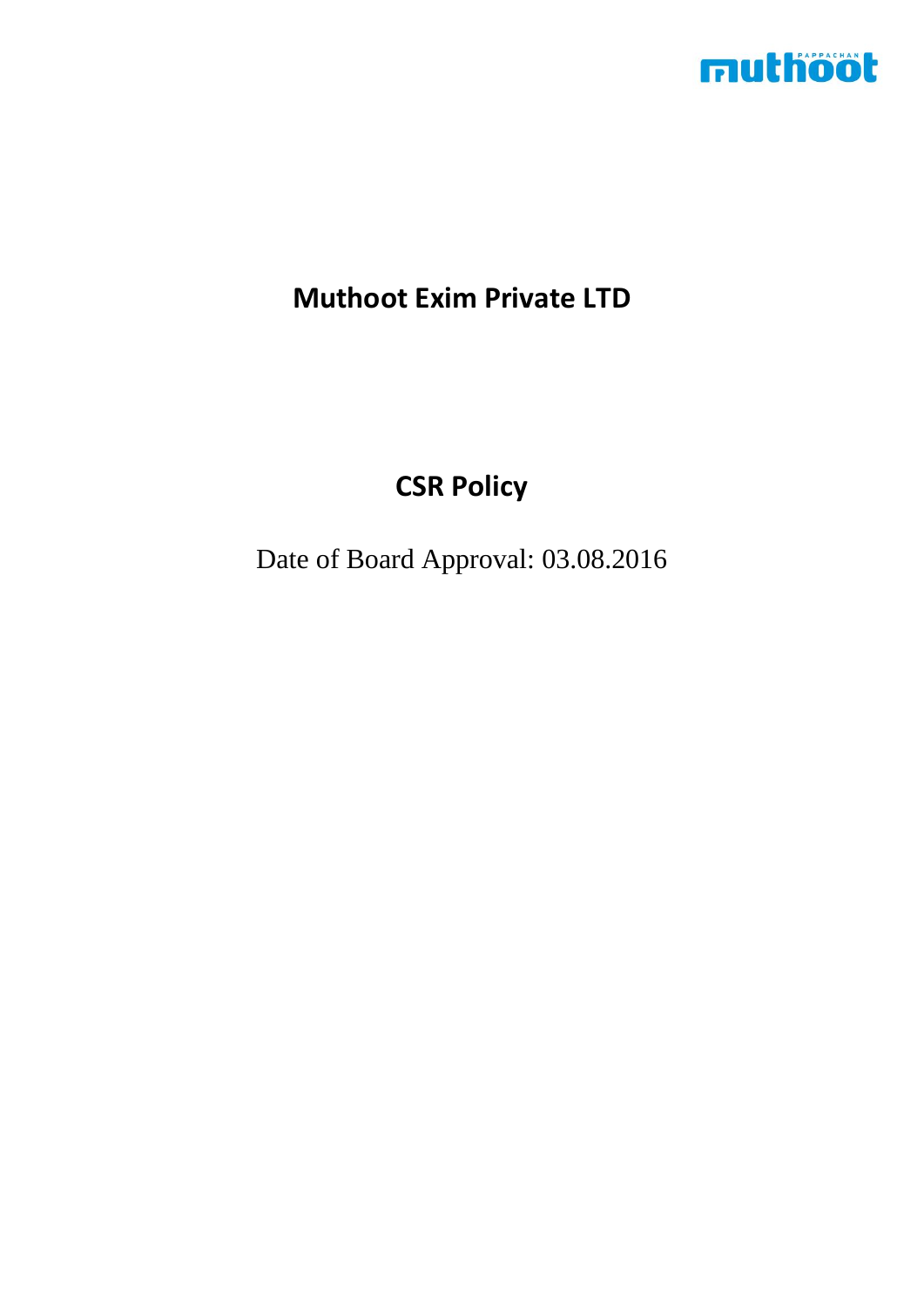# Muthoot Exim Private LTD

## CSR Policy

Date of Board Approval: 03.08.2016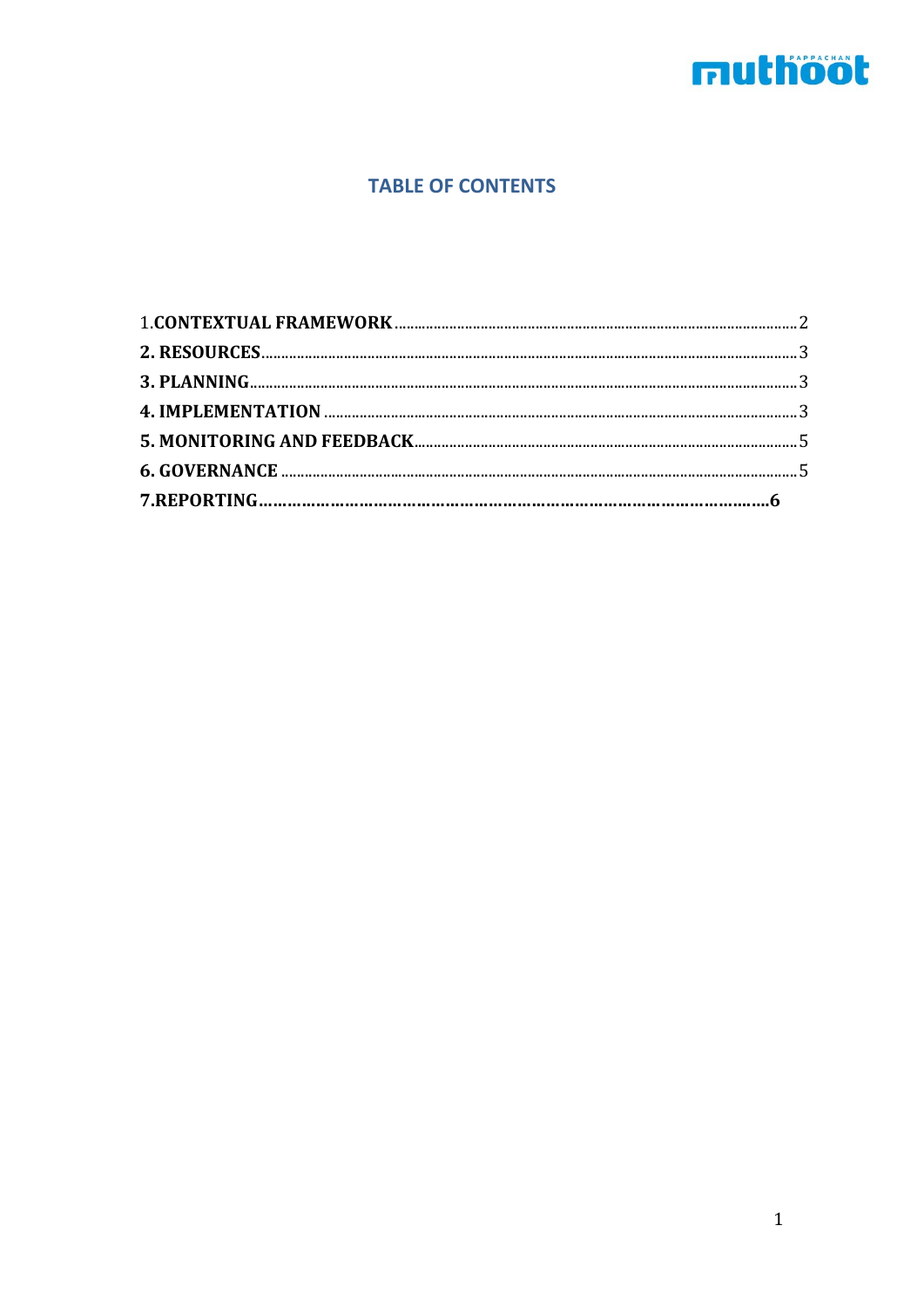# TABLE OF CONTENTS

1. **CONTEXTUAL FRAMEWORK** .......... 2
2. **RESOURCES** .......... 3
3. **PLANNING** .......... 3
4. **IMPLEMENTATION** .......... 3
5. **MONITORING AND FEEDBACK** .......... 5
6. **GOVERNANCE** .......... 5
7. **REPORTING** .......... 6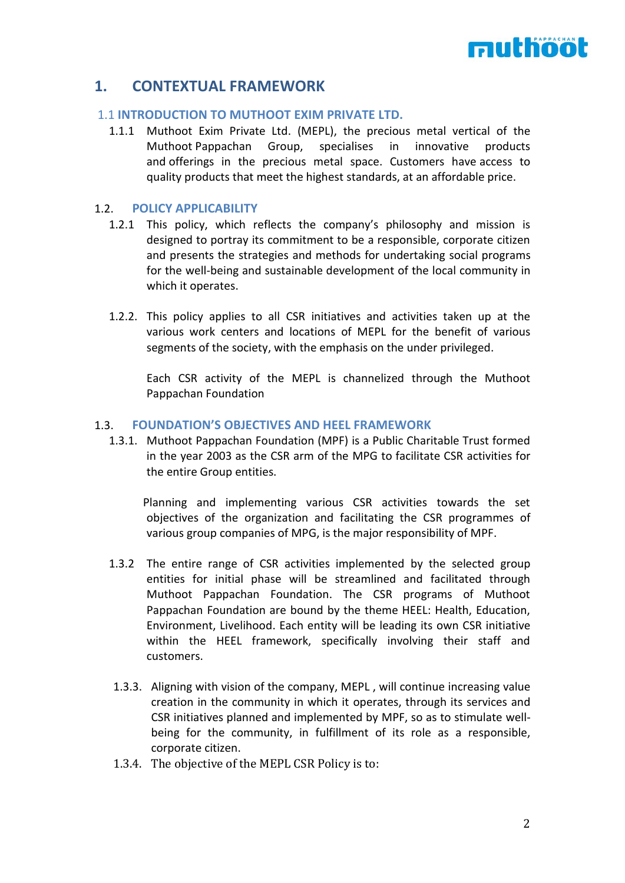# 1. CONTEXTUAL FRAMEWORK

## 1.1 INTRODUCTION TO MUTHOOT EXIM PRIVATE LTD.

1.1.1 Muthoot Exim Private Ltd. (MEPL), the precious metal vertical of the Muthoot Pappachan Group, specialises in innovative products and offerings in the precious metal space. Customers have access to quality products that meet the highest standards, at an affordable price.

## 1.2. POLICY APPLICABILITY

1.2.1 This policy, which reflects the company's philosophy and mission is designed to portray its commitment to be a responsible, corporate citizen and presents the strategies and methods for undertaking social programs for the well-being and sustainable development of the local community in which it operates.

1.2.2. This policy applies to all CSR initiatives and activities taken up at the various work centers and locations of MEPL for the benefit of various segments of the society, with the emphasis on the under privileged.

Each CSR activity of the MEPL is channelized through the Muthoot Pappachan Foundation

## 1.3. FOUNDATION'S OBJECTIVES AND HEEL FRAMEWORK

1.3.1. Muthoot Pappachan Foundation (MPF) is a Public Charitable Trust formed in the year 2003 as the CSR arm of the MPG to facilitate CSR activities for the entire Group entities.

Planning and implementing various CSR activities towards the set objectives of the organization and facilitating the CSR programmes of various group companies of MPG, is the major responsibility of MPF.

1.3.2 The entire range of CSR activities implemented by the selected group entities for initial phase will be streamlined and facilitated through Muthoot Pappachan Foundation. The CSR programs of Muthoot Pappachan Foundation are bound by the theme HEEL: Health, Education, Environment, Livelihood. Each entity will be leading its own CSR initiative within the HEEL framework, specifically involving their staff and customers.

1.3.3. Aligning with vision of the company, MEPL , will continue increasing value creation in the community in which it operates, through its services and CSR initiatives planned and implemented by MPF, so as to stimulate well-being for the community, in fulfillment of its role as a responsible, corporate citizen.

1.3.4. The objective of the MEPL CSR Policy is to: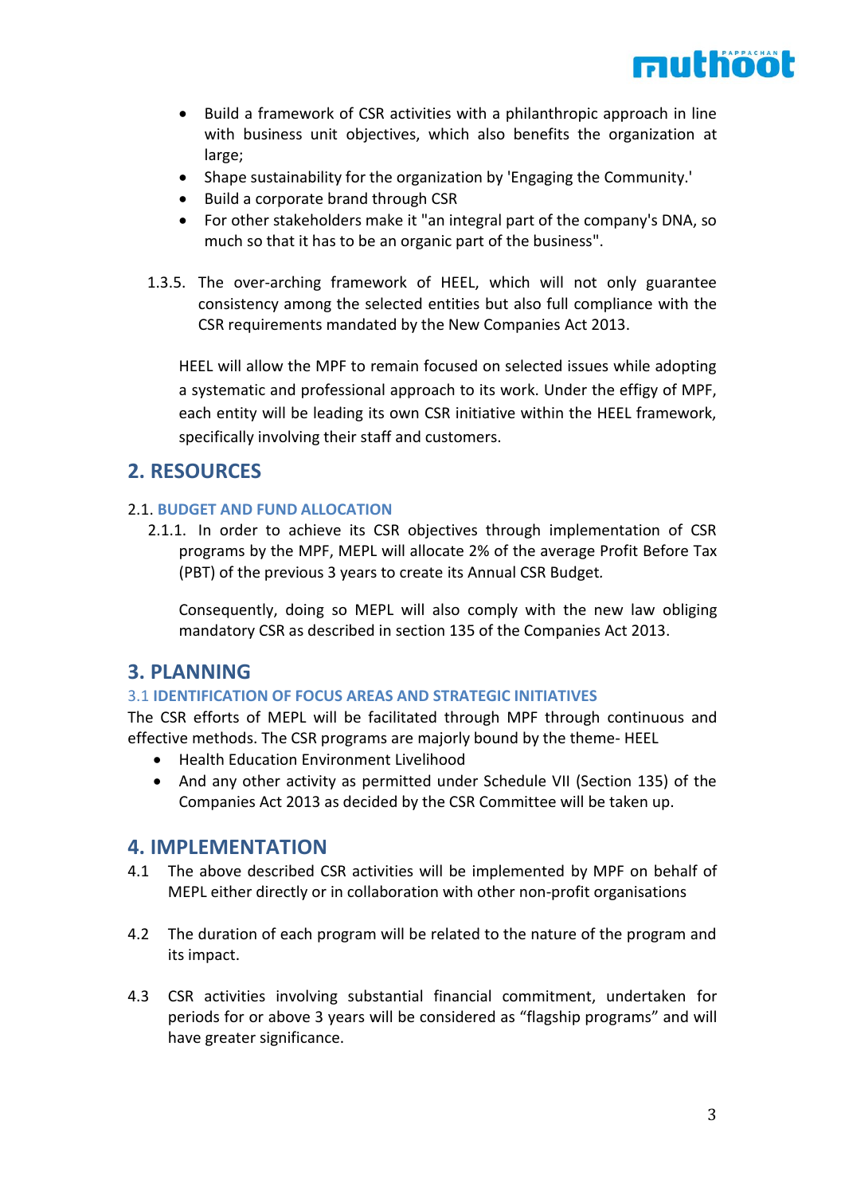- Build a framework of CSR activities with a philanthropic approach in line with business unit objectives, which also benefits the organization at large;
- Shape sustainability for the organization by 'Engaging the Community.'
- Build a corporate brand through CSR
- For other stakeholders make it "an integral part of the company's DNA, so much so that it has to be an organic part of the business".

1.3.5. The over-arching framework of HEEL, which will not only guarantee consistency among the selected entities but also full compliance with the CSR requirements mandated by the New Companies Act 2013.

HEEL will allow the MPF to remain focused on selected issues while adopting a systematic and professional approach to its work. Under the effigy of MPF, each entity will be leading its own CSR initiative within the HEEL framework, specifically involving their staff and customers.

## 2. RESOURCES

### 2.1. BUDGET AND FUND ALLOCATION

2.1.1. In order to achieve its CSR objectives through implementation of CSR programs by the MPF, MEPL will allocate 2% of the average Profit Before Tax (PBT) of the previous 3 years to create its Annual CSR Budget.

Consequently, doing so MEPL will also comply with the new law obliging mandatory CSR as described in section 135 of the Companies Act 2013.

## 3. PLANNING

### 3.1 IDENTIFICATION OF FOCUS AREAS AND STRATEGIC INITIATIVES

The CSR efforts of MEPL will be facilitated through MPF through continuous and effective methods. The CSR programs are majorly bound by the theme- HEEL

- Health Education Environment Livelihood
- And any other activity as permitted under Schedule VII (Section 135) of the Companies Act 2013 as decided by the CSR Committee will be taken up.

## 4. IMPLEMENTATION

4.1 The above described CSR activities will be implemented by MPF on behalf of MEPL either directly or in collaboration with other non-profit organisations

4.2 The duration of each program will be related to the nature of the program and its impact.

4.3 CSR activities involving substantial financial commitment, undertaken for periods for or above 3 years will be considered as "flagship programs" and will have greater significance.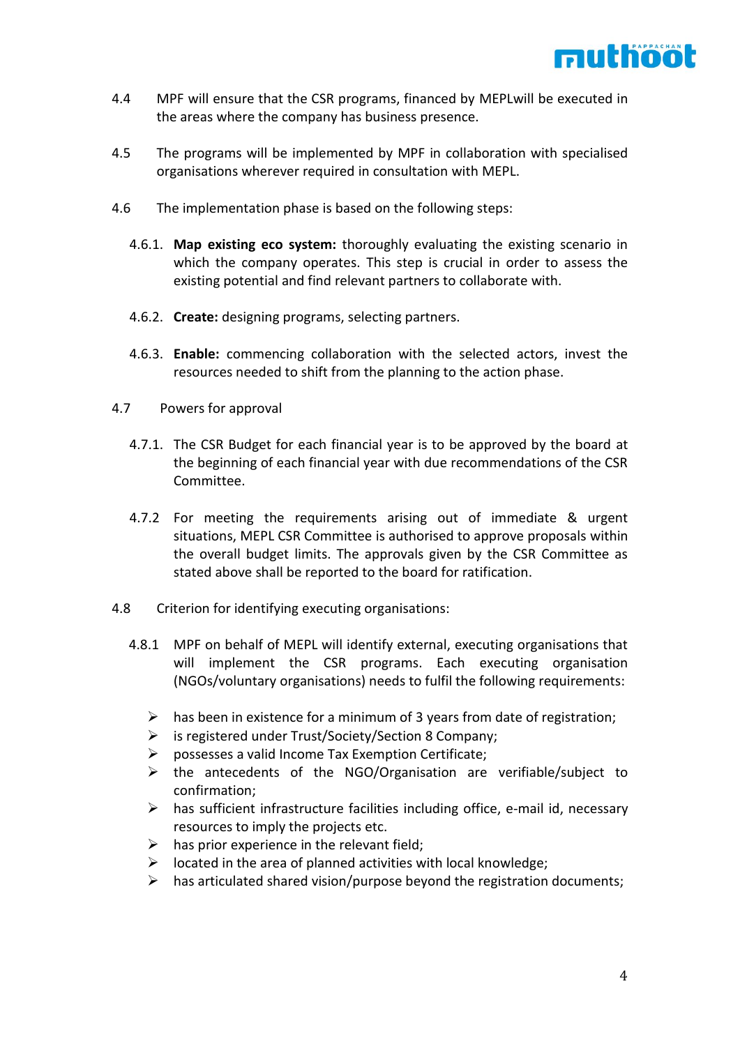4.4 MPF will ensure that the CSR programs, financed by MEPLwill be executed in the areas where the company has business presence.

4.5 The programs will be implemented by MPF in collaboration with specialised organisations wherever required in consultation with MEPL.

4.6 The implementation phase is based on the following steps:

4.6.1. **Map existing eco system:** thoroughly evaluating the existing scenario in which the company operates. This step is crucial in order to assess the existing potential and find relevant partners to collaborate with.

4.6.2. **Create:** designing programs, selecting partners.

4.6.3. **Enable:** commencing collaboration with the selected actors, invest the resources needed to shift from the planning to the action phase.

4.7 Powers for approval

4.7.1. The CSR Budget for each financial year is to be approved by the board at the beginning of each financial year with due recommendations of the CSR Committee.

4.7.2 For meeting the requirements arising out of immediate & urgent situations, MEPL CSR Committee is authorised to approve proposals within the overall budget limits. The approvals given by the CSR Committee as stated above shall be reported to the board for ratification.

4.8 Criterion for identifying executing organisations:

4.8.1 MPF on behalf of MEPL will identify external, executing organisations that will implement the CSR programs. Each executing organisation (NGOs/voluntary organisations) needs to fulfil the following requirements:

- has been in existence for a minimum of 3 years from date of registration;
- is registered under Trust/Society/Section 8 Company;
- possesses a valid Income Tax Exemption Certificate;
- the antecedents of the NGO/Organisation are verifiable/subject to confirmation;
- has sufficient infrastructure facilities including office, e-mail id, necessary resources to imply the projects etc.
- has prior experience in the relevant field;
- located in the area of planned activities with local knowledge;
- has articulated shared vision/purpose beyond the registration documents;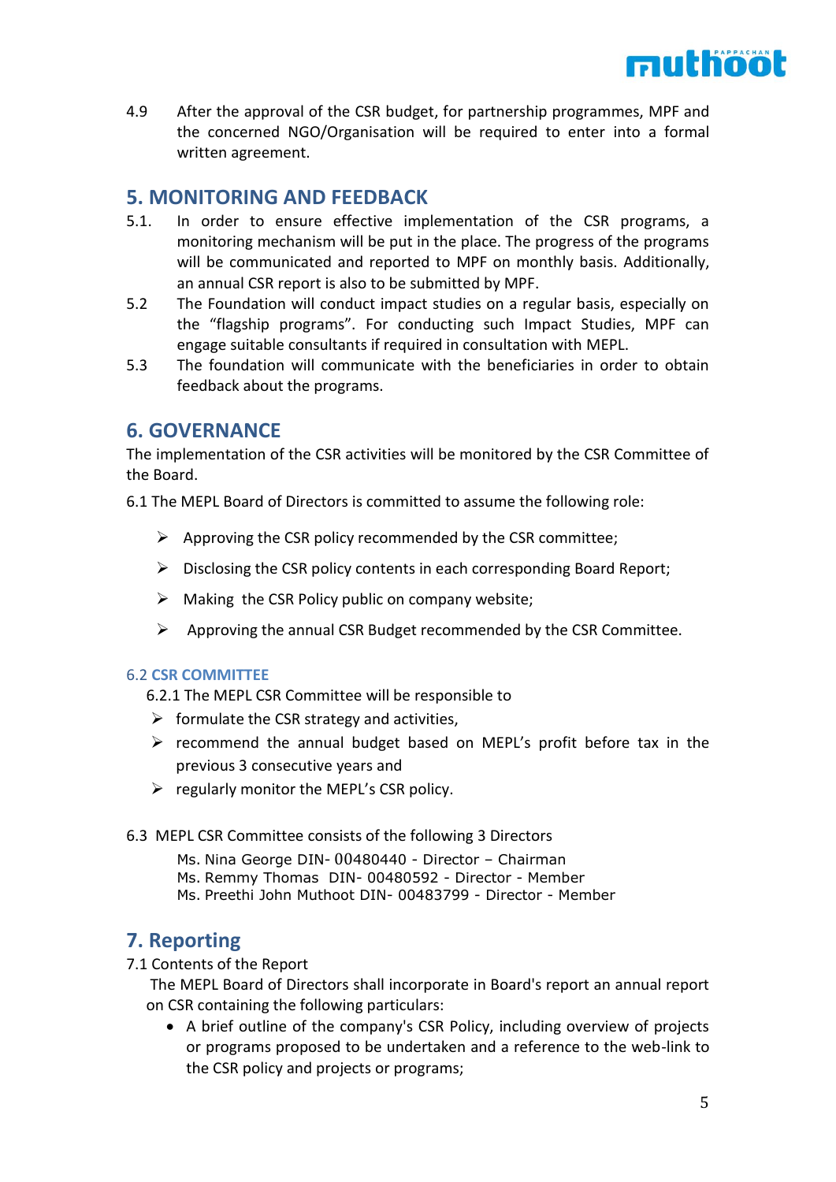4.9 After the approval of the CSR budget, for partnership programmes, MPF and the concerned NGO/Organisation will be required to enter into a formal written agreement.

## 5. MONITORING AND FEEDBACK

5.1. In order to ensure effective implementation of the CSR programs, a monitoring mechanism will be put in the place. The progress of the programs will be communicated and reported to MPF on monthly basis. Additionally, an annual CSR report is also to be submitted by MPF.

5.2 The Foundation will conduct impact studies on a regular basis, especially on the "flagship programs". For conducting such Impact Studies, MPF can engage suitable consultants if required in consultation with MEPL.

5.3 The foundation will communicate with the beneficiaries in order to obtain feedback about the programs.

## 6. GOVERNANCE

The implementation of the CSR activities will be monitored by the CSR Committee of the Board.

6.1 The MEPL Board of Directors is committed to assume the following role:

- Approving the CSR policy recommended by the CSR committee;
- Disclosing the CSR policy contents in each corresponding Board Report;
- Making the CSR Policy public on company website;
- Approving the annual CSR Budget recommended by the CSR Committee.

### 6.2 CSR COMMITTEE

6.2.1 The MEPL CSR Committee will be responsible to

- formulate the CSR strategy and activities,
- recommend the annual budget based on MEPL's profit before tax in the previous 3 consecutive years and
- regularly monitor the MEPL's CSR policy.

6.3 MEPL CSR Committee consists of the following 3 Directors

Ms. Nina George DIN- 00480440 - Director – Chairman
Ms. Remmy Thomas DIN- 00480592 - Director - Member
Ms. Preethi John Muthoot DIN- 00483799 - Director - Member

## 7. Reporting

7.1 Contents of the Report

The MEPL Board of Directors shall incorporate in Board's report an annual report on CSR containing the following particulars:

- A brief outline of the company's CSR Policy, including overview of projects or programs proposed to be undertaken and a reference to the web-link to the CSR policy and projects or programs;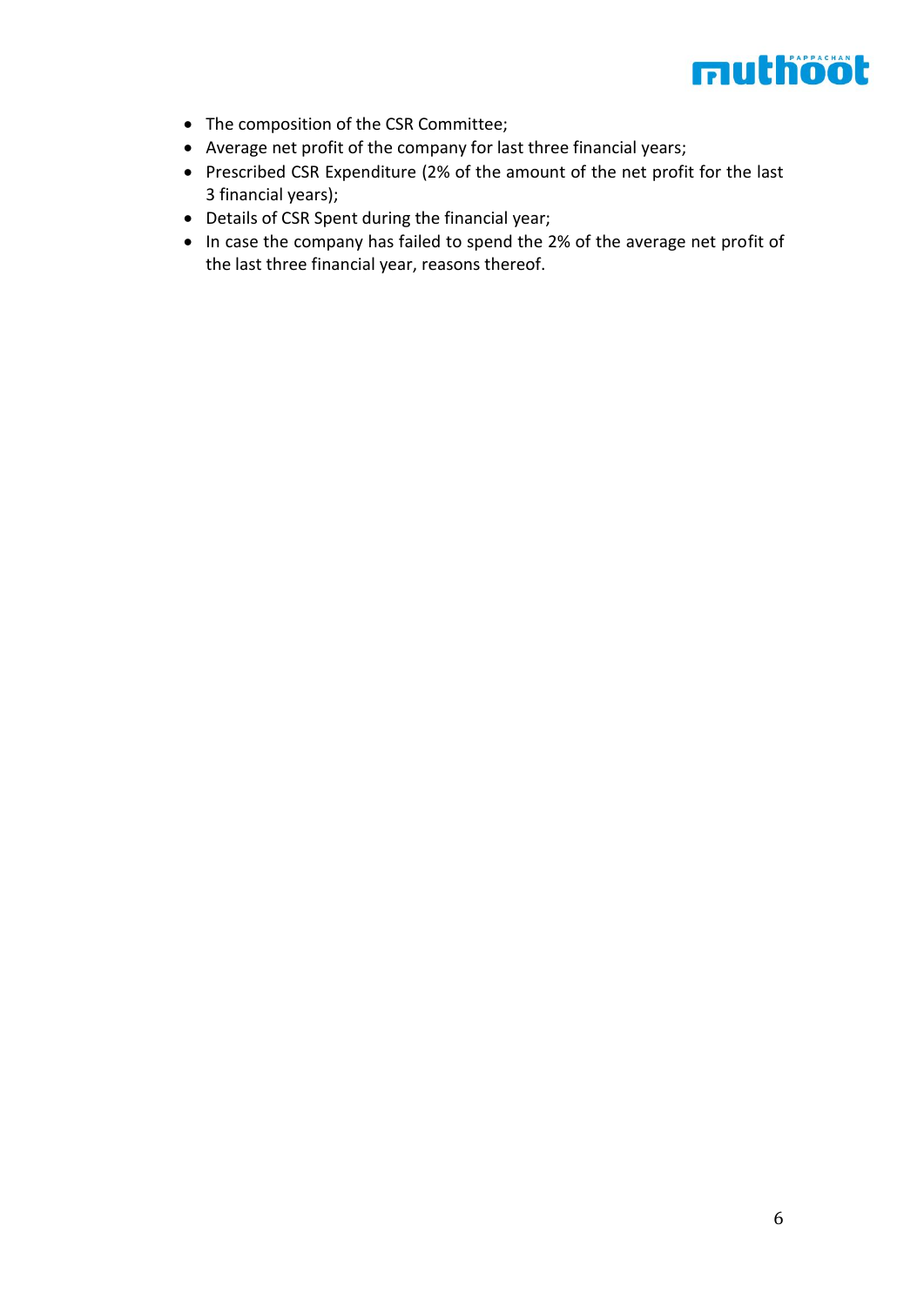- The composition of the CSR Committee;
- Average net profit of the company for last three financial years;
- Prescribed CSR Expenditure (2% of the amount of the net profit for the last 3 financial years);
- Details of CSR Spent during the financial year;
- In case the company has failed to spend the 2% of the average net profit of the last three financial year, reasons thereof.